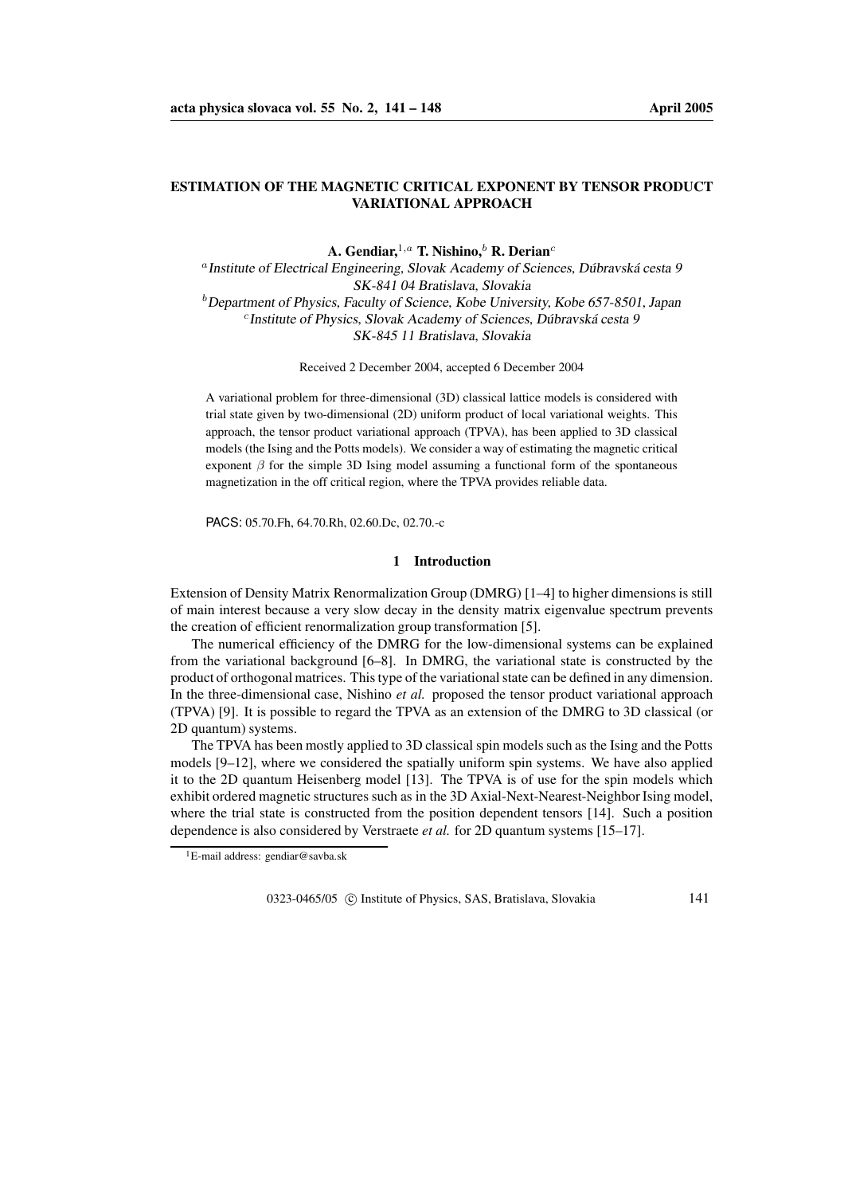# ESTIMATION OF THE MAGNETIC CRITICAL EXPONENT BY TENSOR PRODUCT VARIATIONAL APPROACH

**A. Gendiar,**[1,a] **T. Nishino,**[b] **R. Derian**[c]

[a] *Institute of Electrical Engineering, Slovak Academy of Sciences, Dúbravská cesta 9 SK-841 04 Bratislava, Slovakia*

[b] *Department of Physics, Faculty of Science, Kobe University, Kobe 657-8501, Japan*

[c] *Institute of Physics, Slovak Academy of Sciences, Dúbravská cesta 9 SK-845 11 Bratislava, Slovakia*

Received 2 December 2004, accepted 6 December 2004

A variational problem for three-dimensional (3D) classical lattice models is considered with trial state given by two-dimensional (2D) uniform product of local variational weights. This approach, the tensor product variational approach (TPVA), has been applied to 3D classical models (the Ising and the Potts models). We consider a way of estimating the magnetic critical exponent $\beta$ for the simple 3D Ising model assuming a functional form of the spontaneous magnetization in the off critical region, where the TPVA provides reliable data.

PACS: 05.70.Fh, 64.70.Rh, 02.60.Dc, 02.70.-c

## 1 Introduction

Extension of Density Matrix Renormalization Group (DMRG) [1–4] to higher dimensions is still of main interest because a very slow decay in the density matrix eigenvalue spectrum prevents the creation of efficient renormalization group transformation [5].

The numerical efficiency of the DMRG for the low-dimensional systems can be explained from the variational background [6–8]. In DMRG, the variational state is constructed by the product of orthogonal matrices. This type of the variational state can be defined in any dimension. In the three-dimensional case, Nishino *et al.* proposed the tensor product variational approach (TPVA) [9]. It is possible to regard the TPVA as an extension of the DMRG to 3D classical (or 2D quantum) systems.

The TPVA has been mostly applied to 3D classical spin models such as the Ising and the Potts models [9–12], where we considered the spatially uniform spin systems. We have also applied it to the 2D quantum Heisenberg model [13]. The TPVA is of use for the spin models which exhibit ordered magnetic structures such as in the 3D Axial-Next-Nearest-Neighbor Ising model, where the trial state is constructed from the position dependent tensors [14]. Such a position dependence is also considered by Verstraete *et al.* for 2D quantum systems [15–17].

[1] E-mail address: gendiar@savba.sk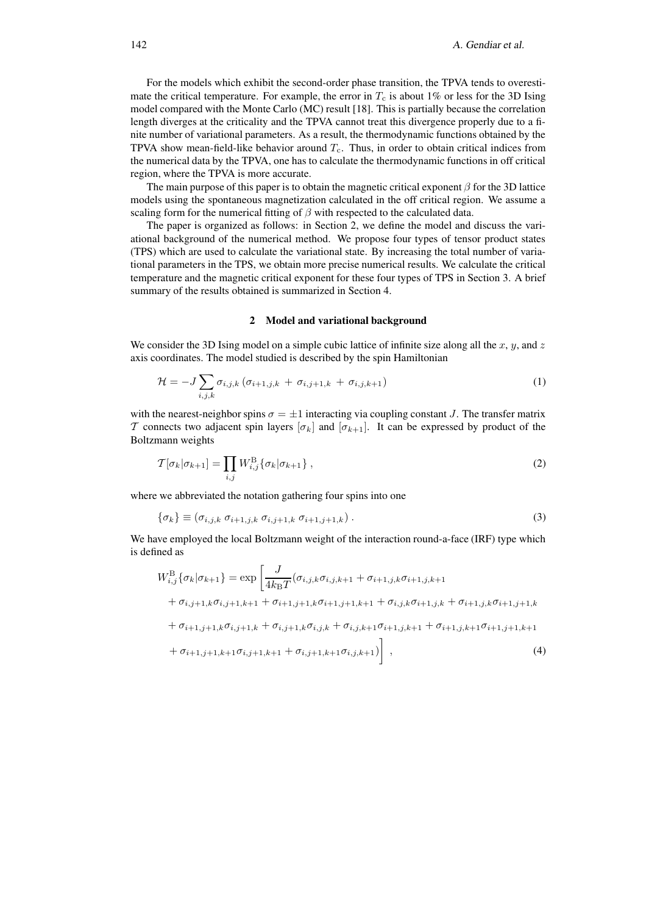For the models which exhibit the second-order phase transition, the TPVA tends to overestimate the critical temperature. For example, the error in $T_{\rm c}$ is about 1% or less for the 3D Ising model compared with the Monte Carlo (MC) result [18]. This is partially because the correlation length diverges at the criticality and the TPVA cannot treat this divergence properly due to a finite number of variational parameters. As a result, the thermodynamic functions obtained by the TPVA show mean-field-like behavior around $T_{\rm c}$. Thus, in order to obtain critical indices from the numerical data by the TPVA, one has to calculate the thermodynamic functions in off critical region, where the TPVA is more accurate.

The main purpose of this paper is to obtain the magnetic critical exponent $\beta$ for the 3D lattice models using the spontaneous magnetization calculated in the off critical region. We assume a scaling form for the numerical fitting of $\beta$ with respected to the calculated data.

The paper is organized as follows: in Section 2, we define the model and discuss the variational background of the numerical method. We propose four types of tensor product states (TPS) which are used to calculate the variational state. By increasing the total number of variational parameters in the TPS, we obtain more precise numerical results. We calculate the critical temperature and the magnetic critical exponent for these four types of TPS in Section 3. A brief summary of the results obtained is summarized in Section 4.

## 2 Model and variational background

We consider the 3D Ising model on a simple cubic lattice of infinite size along all the $x$, $y$, and $z$ axis coordinates. The model studied is described by the spin Hamiltonian

$$\mathcal{H} = -J \sum_{i,j,k} \sigma_{i,j,k} \left( \sigma_{i+1,j,k} + \sigma_{i,j+1,k} + \sigma_{i,j,k+1} \right) \tag{1}$$

with the nearest-neighbor spins $\sigma = \pm 1$ interacting via coupling constant $J$. The transfer matrix $\mathcal{T}$ connects two adjacent spin layers $[\sigma_k]$ and $[\sigma_{k+1}]$. It can be expressed by product of the Boltzmann weights

$$\mathcal{T}[\sigma_k|\sigma_{k+1}] = \prod_{i,j} W^{\rm B}_{i,j}\{\sigma_k|\sigma_{k+1}\} \, , \tag{2}$$

where we abbreviated the notation gathering four spins into one

$$\{\sigma_k\} \equiv (\sigma_{i,j,k} \; \sigma_{i+1,j,k} \; \sigma_{i,j+1,k} \; \sigma_{i+1,j+1,k}) \, . \tag{3}$$

We have employed the local Boltzmann weight of the interaction round-a-face (IRF) type which is defined as

$$\begin{aligned} W^{\rm B}_{i,j}\{\sigma_k|\sigma_{k+1}\} = \exp \Bigg[ \frac{J}{4k_{\rm B}T} ( & \sigma_{i,j,k}\sigma_{i,j,k+1} + \sigma_{i+1,j,k}\sigma_{i+1,j,k+1} \\ & + \sigma_{i,j+1,k}\sigma_{i,j+1,k+1} + \sigma_{i+1,j+1,k}\sigma_{i+1,j+1,k+1} + \sigma_{i,j,k}\sigma_{i+1,j,k} + \sigma_{i+1,j,k}\sigma_{i+1,j+1,k} \\ & + \sigma_{i+1,j+1,k}\sigma_{i,j+1,k} + \sigma_{i,j+1,k}\sigma_{i,j,k} + \sigma_{i,j,k+1}\sigma_{i+1,j,k+1} + \sigma_{i+1,j,k+1}\sigma_{i+1,j+1,k+1} \\ & + \sigma_{i+1,j+1,k+1}\sigma_{i,j+1,k+1} + \sigma_{i,j+1,k+1}\sigma_{i,j,k+1}) \Bigg] \, , \end{aligned} \tag{4}$$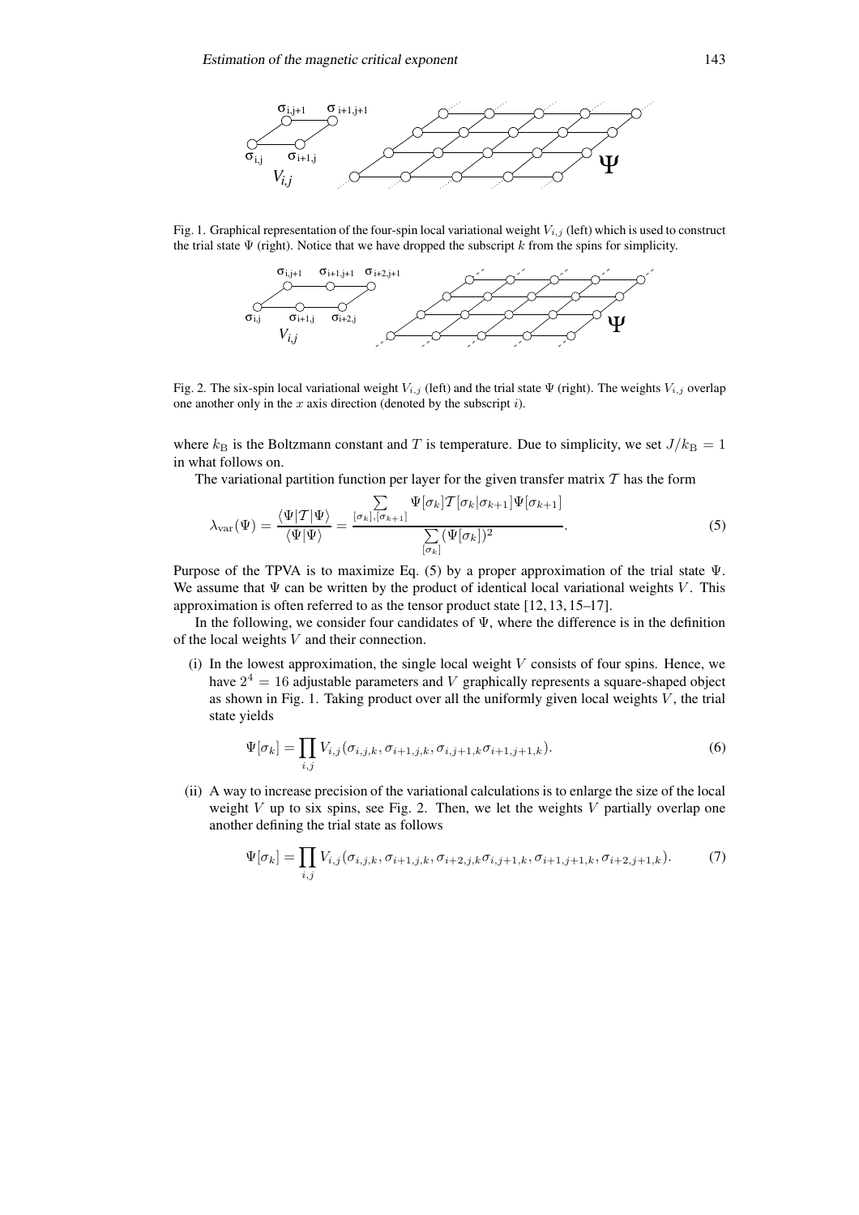Fig. 1. Graphical representation of the four-spin local variational weight $V_{i,j}$ (left) which is used to construct the trial state $\Psi$ (right). Notice that we have dropped the subscript $k$ from the spins for simplicity.

Fig. 2. The six-spin local variational weight $V_{i,j}$ (left) and the trial state $\Psi$ (right). The weights $V_{i,j}$ overlap one another only in the $x$ axis direction (denoted by the subscript $i$).

where $k_{\mathrm{B}}$ is the Boltzmann constant and $T$ is temperature. Due to simplicity, we set $J/k_{\mathrm{B}} = 1$ in what follows on.

The variational partition function per layer for the given transfer matrix $\mathcal{T}$ has the form

$$\lambda_{\mathrm{var}}(\Psi) = \frac{\langle\Psi|\mathcal{T}|\Psi\rangle}{\langle\Psi|\Psi\rangle} = \frac{\sum\limits_{[\sigma_k],[\sigma_{k+1}]} \Psi[\sigma_k]\mathcal{T}[\sigma_k|\sigma_{k+1}]\Psi[\sigma_{k+1}]}{\sum\limits_{[\sigma_k]} (\Psi[\sigma_k])^2}. \tag{5}$$

Purpose of the TPVA is to maximize Eq. (5) by a proper approximation of the trial state $\Psi$. We assume that $\Psi$ can be written by the product of identical local variational weights $V$. This approximation is often referred to as the tensor product state [12, 13, 15–17].

In the following, we consider four candidates of $\Psi$, where the difference is in the definition of the local weights $V$ and their connection.

(i) In the lowest approximation, the single local weight $V$ consists of four spins. Hence, we have $2^4 = 16$ adjustable parameters and $V$ graphically represents a square-shaped object as shown in Fig. 1. Taking product over all the uniformly given local weights $V$, the trial state yields

$$\Psi[\sigma_k] = \prod_{i,j} V_{i,j}(\sigma_{i,j,k}, \sigma_{i+1,j,k}, \sigma_{i,j+1,k}\sigma_{i+1,j+1,k}). \tag{6}$$

(ii) A way to increase precision of the variational calculations is to enlarge the size of the local weight $V$ up to six spins, see Fig. 2. Then, we let the weights $V$ partially overlap one another defining the trial state as follows

$$\Psi[\sigma_k] = \prod_{i,j} V_{i,j}(\sigma_{i,j,k}, \sigma_{i+1,j,k}, \sigma_{i+2,j,k}\sigma_{i,j+1,k}, \sigma_{i+1,j+1,k}, \sigma_{i+2,j+1,k}). \tag{7}$$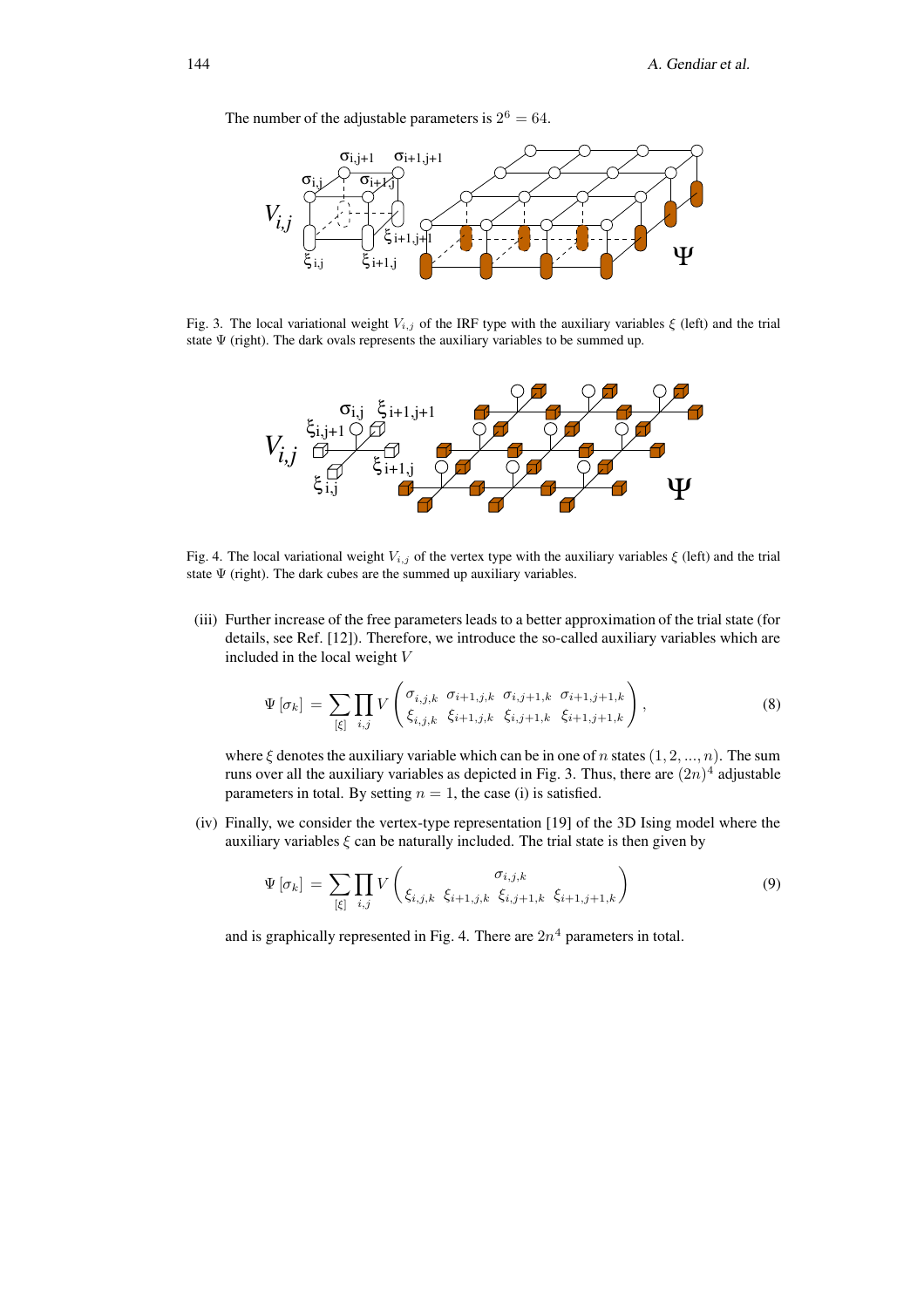The number of the adjustable parameters is $2^6 = 64$.

Fig. 3. The local variational weight $V_{i,j}$ of the IRF type with the auxiliary variables $\xi$ (left) and the trial state $\Psi$ (right). The dark ovals represents the auxiliary variables to be summed up.

Fig. 4. The local variational weight $V_{i,j}$ of the vertex type with the auxiliary variables $\xi$ (left) and the trial state $\Psi$ (right). The dark cubes are the summed up auxiliary variables.

(iii) Further increase of the free parameters leads to a better approximation of the trial state (for details, see Ref. [12]). Therefore, we introduce the so-called auxiliary variables which are included in the local weight $V$

$$\Psi\left[\sigma_k\right] = \sum_{[\xi]} \prod_{i,j} V \begin{pmatrix} \sigma_{i,j,k} & \sigma_{i+1,j,k} & \sigma_{i,j+1,k} & \sigma_{i+1,j+1,k} \\ \xi_{i,j,k} & \xi_{i+1,j,k} & \xi_{i,j+1,k} & \xi_{i+1,j+1,k} \end{pmatrix}, \tag{8}$$

where $\xi$ denotes the auxiliary variable which can be in one of $n$ states $(1, 2, ..., n)$. The sum runs over all the auxiliary variables as depicted in Fig. 3. Thus, there are $(2n)^4$ adjustable parameters in total. By setting $n = 1$, the case (i) is satisfied.

(iv) Finally, we consider the vertex-type representation [19] of the 3D Ising model where the auxiliary variables $\xi$ can be naturally included. The trial state is then given by

$$\Psi\left[\sigma_k\right] = \sum_{[\xi]} \prod_{i,j} V \begin{pmatrix} & \sigma_{i,j,k} & \\ \xi_{i,j,k} & \xi_{i+1,j,k} \;\; \xi_{i,j+1,k} & \xi_{i+1,j+1,k} \end{pmatrix} \tag{9}$$

and is graphically represented in Fig. 4. There are $2n^4$ parameters in total.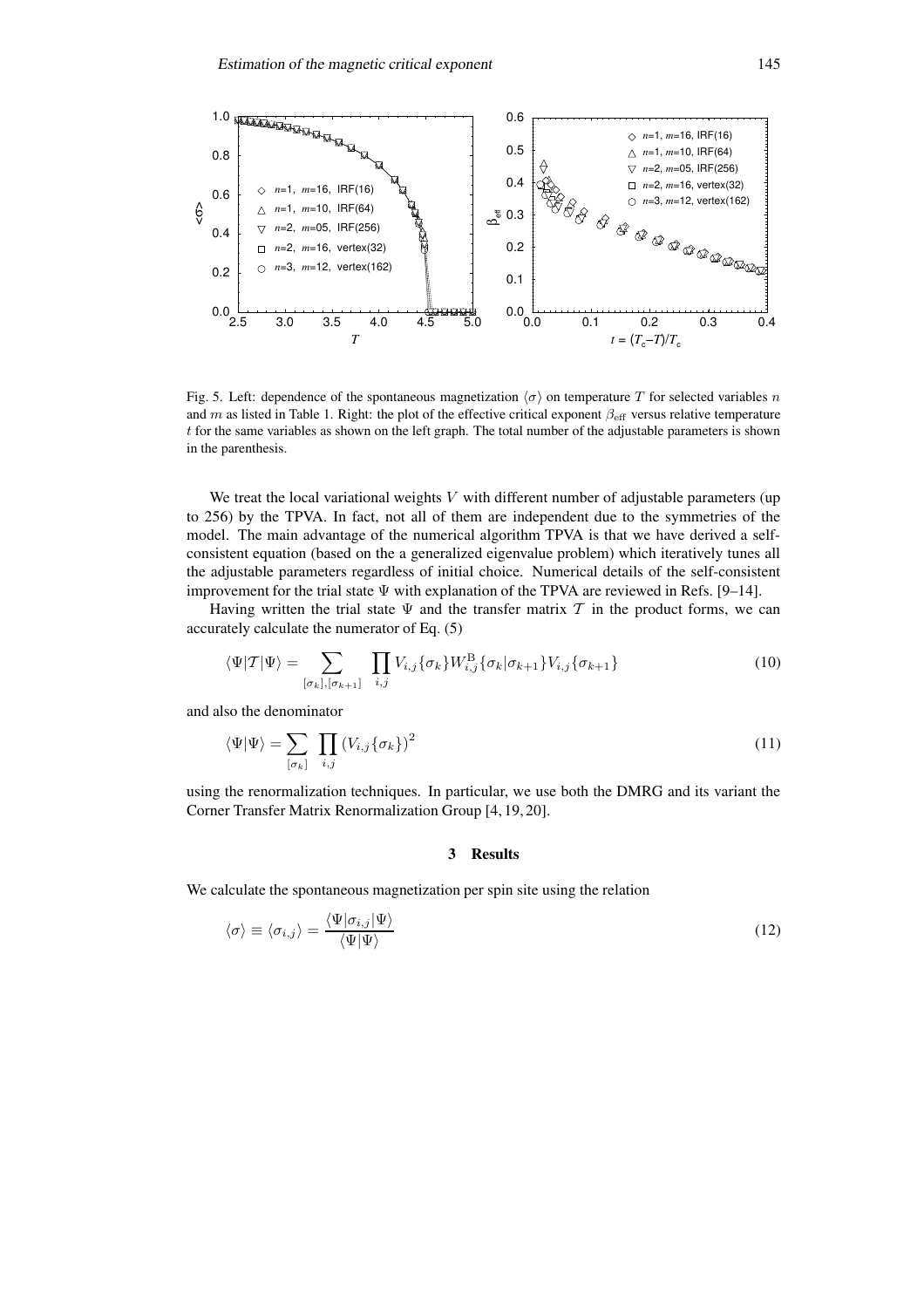Fig. 5. Left: dependence of the spontaneous magnetization $\langle\sigma\rangle$ on temperature $T$ for selected variables $n$ and $m$ as listed in Table 1. Right: the plot of the effective critical exponent $\beta_{\rm eff}$ versus relative temperature $t$ for the same variables as shown on the left graph. The total number of the adjustable parameters is shown in the parenthesis.

We treat the local variational weights $V$ with different number of adjustable parameters (up to 256) by the TPVA. In fact, not all of them are independent due to the symmetries of the model. The main advantage of the numerical algorithm TPVA is that we have derived a self-consistent equation (based on the a generalized eigenvalue problem) which iteratively tunes all the adjustable parameters regardless of initial choice. Numerical details of the self-consistent improvement for the trial state $\Psi$ with explanation of the TPVA are reviewed in Refs. [9–14].

Having written the trial state $\Psi$ and the transfer matrix $\mathcal{T}$ in the product forms, we can accurately calculate the numerator of Eq. (5)

$$\langle\Psi|\mathcal{T}|\Psi\rangle = \sum_{[\sigma_k],[\sigma_{k+1}]} \prod_{i,j} V_{i,j}\{\sigma_k\} W^{\rm B}_{i,j}\{\sigma_k|\sigma_{k+1}\} V_{i,j}\{\sigma_{k+1}\} \tag{10}$$

and also the denominator

$$\langle\Psi|\Psi\rangle = \sum_{[\sigma_k]} \prod_{i,j} \left(V_{i,j}\{\sigma_k\}\right)^2 \tag{11}$$

using the renormalization techniques. In particular, we use both the DMRG and its variant the Corner Transfer Matrix Renormalization Group [4, 19, 20].

## 3 Results

We calculate the spontaneous magnetization per spin site using the relation

$$\langle\sigma\rangle \equiv \langle\sigma_{i,j}\rangle = \frac{\langle\Psi|\sigma_{i,j}|\Psi\rangle}{\langle\Psi|\Psi\rangle} \tag{12}$$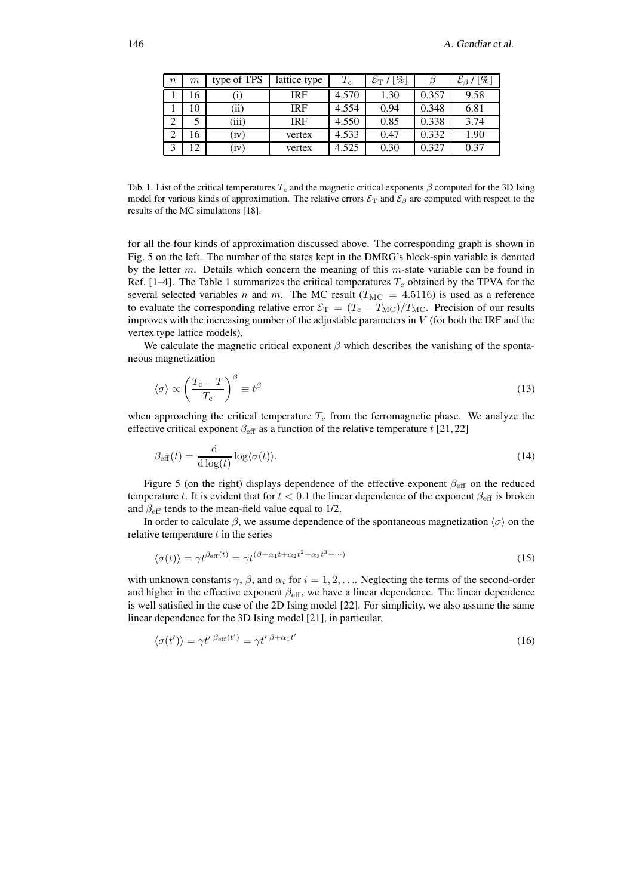| $n$ | $m$ | type of TPS | lattice type | $T_c$ | $\mathcal{E}_T$ / [%] | $\beta$ | $\mathcal{E}_\beta$ / [%] |
|---|---|---|---|---|---|---|---|
| 1 | 16 | (i) | IRF | 4.570 | 1.30 | 0.357 | 9.58 |
| 1 | 10 | (ii) | IRF | 4.554 | 0.94 | 0.348 | 6.81 |
| 2 | 5 | (iii) | IRF | 4.550 | 0.85 | 0.338 | 3.74 |
| 2 | 16 | (iv) | vertex | 4.533 | 0.47 | 0.332 | 1.90 |
| 3 | 12 | (iv) | vertex | 4.525 | 0.30 | 0.327 | 0.37 |

Tab. 1. List of the critical temperatures $T_c$ and the magnetic critical exponents $\beta$ computed for the 3D Ising model for various kinds of approximation. The relative errors $\mathcal{E}_T$ and $\mathcal{E}_\beta$ are computed with respect to the results of the MC simulations [18].

for all the four kinds of approximation discussed above. The corresponding graph is shown in Fig. 5 on the left. The number of the states kept in the DMRG's block-spin variable is denoted by the letter $m$. Details which concern the meaning of this $m$-state variable can be found in Ref. [1–4]. The Table 1 summarizes the critical temperatures $T_c$ obtained by the TPVA for the several selected variables $n$ and $m$. The MC result ($T_{MC} = 4.5116$) is used as a reference to evaluate the corresponding relative error $\mathcal{E}_T = (T_c - T_{MC})/T_{MC}$. Precision of our results improves with the increasing number of the adjustable parameters in $V$ (for both the IRF and the vertex type lattice models).

We calculate the magnetic critical exponent $\beta$ which describes the vanishing of the spontaneous magnetization

$$\langle\sigma\rangle \propto \left(\frac{T_c - T}{T_c}\right)^\beta \equiv t^\beta \tag{13}$$

when approaching the critical temperature $T_c$ from the ferromagnetic phase. We analyze the effective critical exponent $\beta_{\rm eff}$ as a function of the relative temperature $t$ [21, 22]

$$\beta_{\rm eff}(t) = \frac{\mathrm{d}}{\mathrm{d}\log(t)} \log\langle\sigma(t)\rangle. \tag{14}$$

Figure 5 (on the right) displays dependence of the effective exponent $\beta_{\rm eff}$ on the reduced temperature $t$. It is evident that for $t < 0.1$ the linear dependence of the exponent $\beta_{\rm eff}$ is broken and $\beta_{\rm eff}$ tends to the mean-field value equal to 1/2.

In order to calculate $\beta$, we assume dependence of the spontaneous magnetization $\langle\sigma\rangle$ on the relative temperature $t$ in the series

$$\langle\sigma(t)\rangle = \gamma t^{\beta_{\rm eff}(t)} = \gamma t^{(\beta + \alpha_1 t + \alpha_2 t^2 + \alpha_3 t^3 + \cdots)} \tag{15}$$

with unknown constants $\gamma$, $\beta$, and $\alpha_i$ for $i = 1, 2, \ldots$. Neglecting the terms of the second-order and higher in the effective exponent $\beta_{\rm eff}$, we have a linear dependence. The linear dependence is well satisfied in the case of the 2D Ising model [22]. For simplicity, we also assume the same linear dependence for the 3D Ising model [21], in particular,

$$\langle\sigma(t')\rangle = \gamma t'^{\,\beta_{\rm eff}(t')} = \gamma t'^{\,\beta + \alpha_1 t'} \tag{16}$$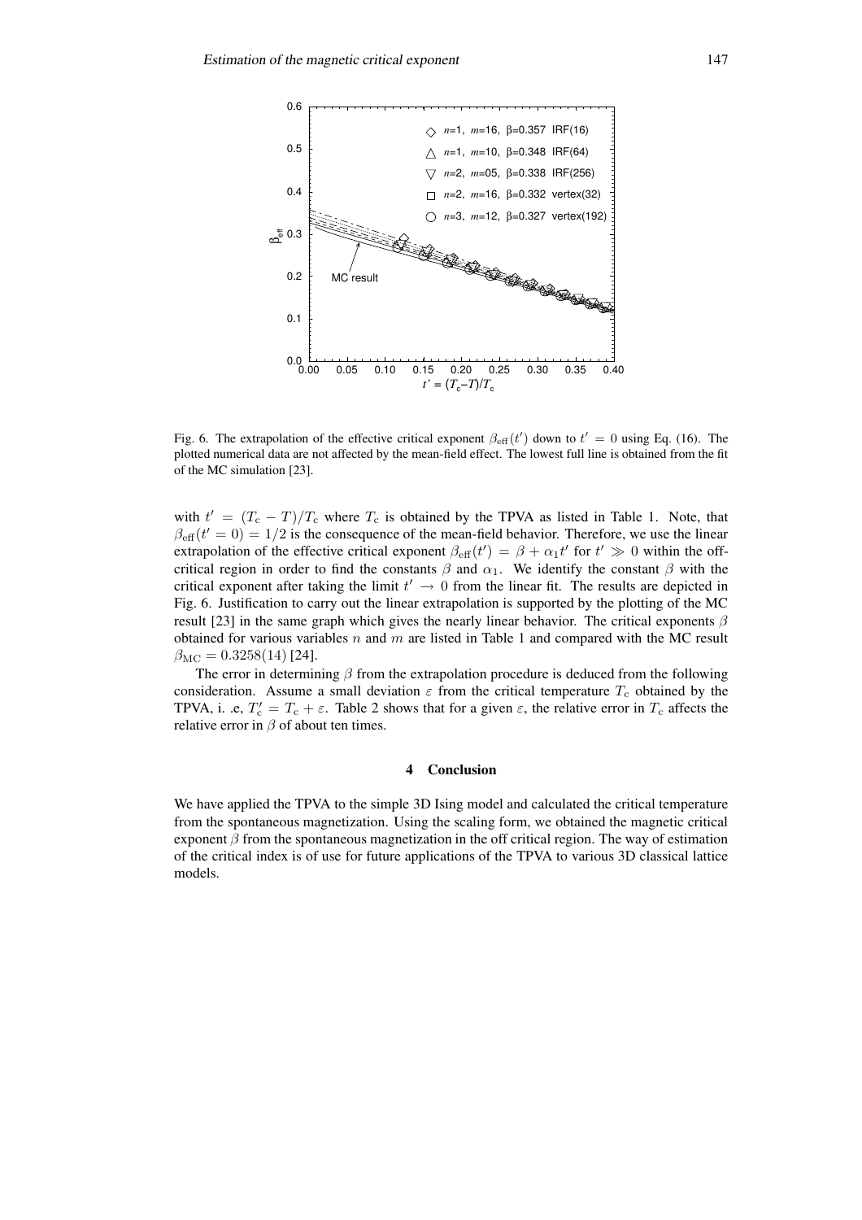Fig. 6. The extrapolation of the effective critical exponent $\beta_{\mathrm{eff}}(t')$ down to $t' = 0$ using Eq. (16). The plotted numerical data are not affected by the mean-field effect. The lowest full line is obtained from the fit of the MC simulation [23].

with $t' = (T_c - T)/T_c$ where $T_c$ is obtained by the TPVA as listed in Table 1. Note, that $\beta_{\mathrm{eff}}(t' = 0) = 1/2$ is the consequence of the mean-field behavior. Therefore, we use the linear extrapolation of the effective critical exponent $\beta_{\mathrm{eff}}(t') = \beta + \alpha_1 t'$ for $t' \gg 0$ within the off-critical region in order to find the constants $\beta$ and $\alpha_1$. We identify the constant $\beta$ with the critical exponent after taking the limit $t' \to 0$ from the linear fit. The results are depicted in Fig. 6. Justification to carry out the linear extrapolation is supported by the plotting of the MC result [23] in the same graph which gives the nearly linear behavior. The critical exponents $\beta$ obtained for various variables $n$ and $m$ are listed in Table 1 and compared with the MC result $\beta_{\mathrm{MC}} = 0.3258(14)$ [24].

The error in determining $\beta$ from the extrapolation procedure is deduced from the following consideration. Assume a small deviation $\varepsilon$ from the critical temperature $T_c$ obtained by the TPVA, i. .e, $T_c' = T_c + \varepsilon$. Table 2 shows that for a given $\varepsilon$, the relative error in $T_c$ affects the relative error in $\beta$ of about ten times.

## 4 Conclusion

We have applied the TPVA to the simple 3D Ising model and calculated the critical temperature from the spontaneous magnetization. Using the scaling form, we obtained the magnetic critical exponent $\beta$ from the spontaneous magnetization in the off critical region. The way of estimation of the critical index is of use for future applications of the TPVA to various 3D classical lattice models.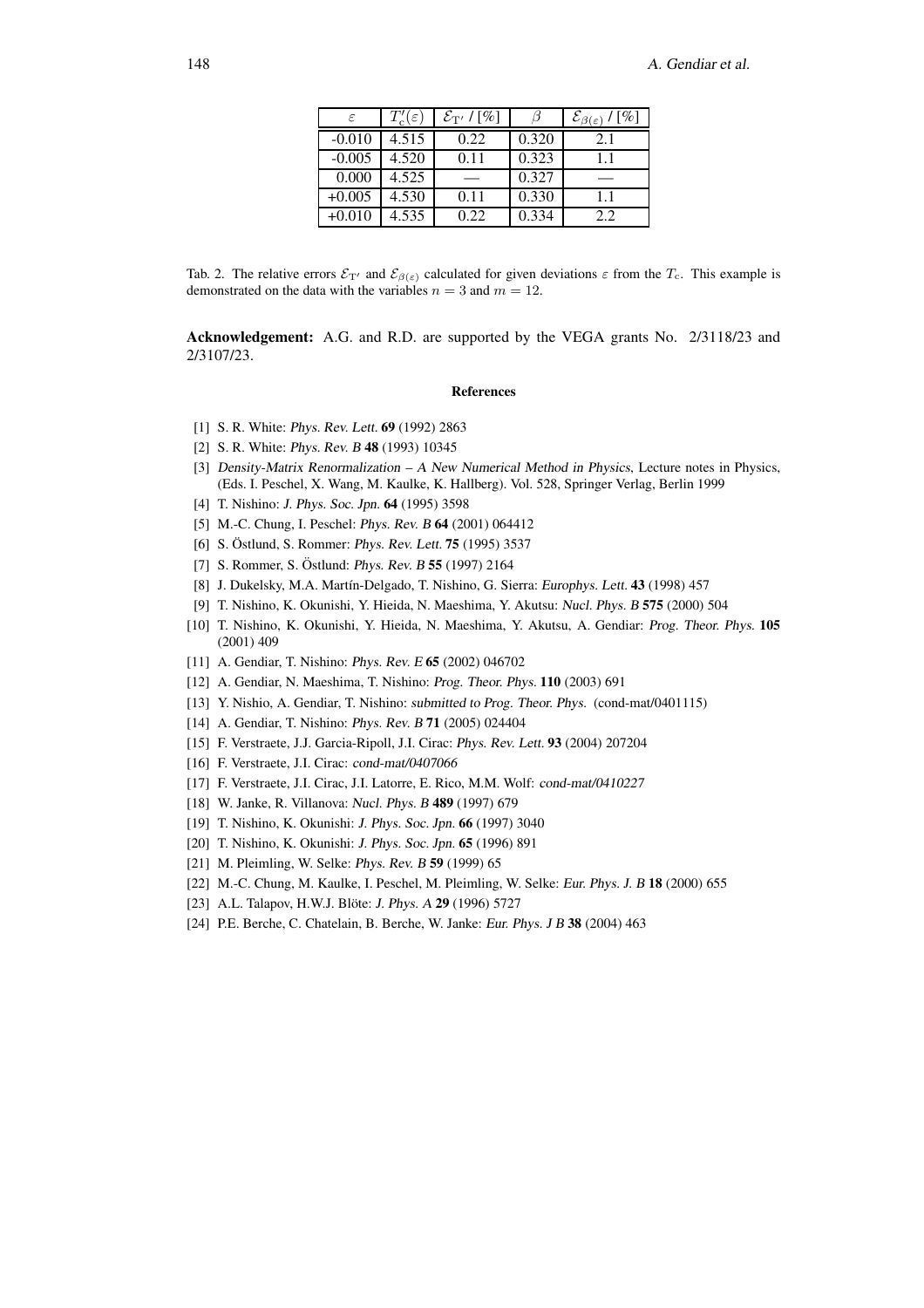| $\varepsilon$ | $T_c'(\varepsilon)$ | $\mathcal{E}_{T'}$ / [%] | $\beta$ | $\mathcal{E}_{\beta(\varepsilon)}$ / [%] |
|---|---|---|---|---|
| -0.010 | 4.515 | 0.22 | 0.320 | 2.1 |
| -0.005 | 4.520 | 0.11 | 0.323 | 1.1 |
| 0.000 | 4.525 | — | 0.327 | — |
| +0.005 | 4.530 | 0.11 | 0.330 | 1.1 |
| +0.010 | 4.535 | 0.22 | 0.334 | 2.2 |

Tab. 2. The relative errors $\mathcal{E}_{T'}$ and $\mathcal{E}_{\beta(\varepsilon)}$ calculated for given deviations $\varepsilon$ from the $T_c$. This example is demonstrated on the data with the variables $n = 3$ and $m = 12$.

**Acknowledgement:** A.G. and R.D. are supported by the VEGA grants No. 2/3118/23 and 2/3107/23.

## References

[1] S. R. White: *Phys. Rev. Lett.* **69** (1992) 2863

[2] S. R. White: *Phys. Rev. B* **48** (1993) 10345

[3] *Density-Matrix Renormalization – A New Numerical Method in Physics*, Lecture notes in Physics, (Eds. I. Peschel, X. Wang, M. Kaulke, K. Hallberg). Vol. 528, Springer Verlag, Berlin 1999

[4] T. Nishino: *J. Phys. Soc. Jpn.* **64** (1995) 3598

[5] M.-C. Chung, I. Peschel: *Phys. Rev. B* **64** (2001) 064412

[6] S. Östlund, S. Rommer: *Phys. Rev. Lett.* **75** (1995) 3537

[7] S. Rommer, S. Östlund: *Phys. Rev. B* **55** (1997) 2164

[8] J. Dukelsky, M.A. Martín-Delgado, T. Nishino, G. Sierra: *Europhys. Lett.* **43** (1998) 457

[9] T. Nishino, K. Okunishi, Y. Hieida, N. Maeshima, Y. Akutsu: *Nucl. Phys. B* **575** (2000) 504

[10] T. Nishino, K. Okunishi, Y. Hieida, N. Maeshima, Y. Akutsu, A. Gendiar: *Prog. Theor. Phys.* **105** (2001) 409

[11] A. Gendiar, T. Nishino: *Phys. Rev. E* **65** (2002) 046702

[12] A. Gendiar, N. Maeshima, T. Nishino: *Prog. Theor. Phys.* **110** (2003) 691

[13] Y. Nishio, A. Gendiar, T. Nishino: *submitted to Prog. Theor. Phys.* (cond-mat/0401115)

[14] A. Gendiar, T. Nishino: *Phys. Rev. B* **71** (2005) 024404

[15] F. Verstraete, J.J. Garcia-Ripoll, J.I. Cirac: *Phys. Rev. Lett.* **93** (2004) 207204

[16] F. Verstraete, J.I. Cirac: *cond-mat/0407066*

[17] F. Verstraete, J.I. Cirac, J.I. Latorre, E. Rico, M.M. Wolf: *cond-mat/0410227*

[18] W. Janke, R. Villanova: *Nucl. Phys. B* **489** (1997) 679

[19] T. Nishino, K. Okunishi: *J. Phys. Soc. Jpn.* **66** (1997) 3040

[20] T. Nishino, K. Okunishi: *J. Phys. Soc. Jpn.* **65** (1996) 891

[21] M. Pleimling, W. Selke: *Phys. Rev. B* **59** (1999) 65

[22] M.-C. Chung, M. Kaulke, I. Peschel, M. Pleimling, W. Selke: *Eur. Phys. J. B* **18** (2000) 655

[23] A.L. Talapov, H.W.J. Blöte: *J. Phys. A* **29** (1996) 5727

[24] P.E. Berche, C. Chatelain, B. Berche, W. Janke: *Eur. Phys. J B* **38** (2004) 463